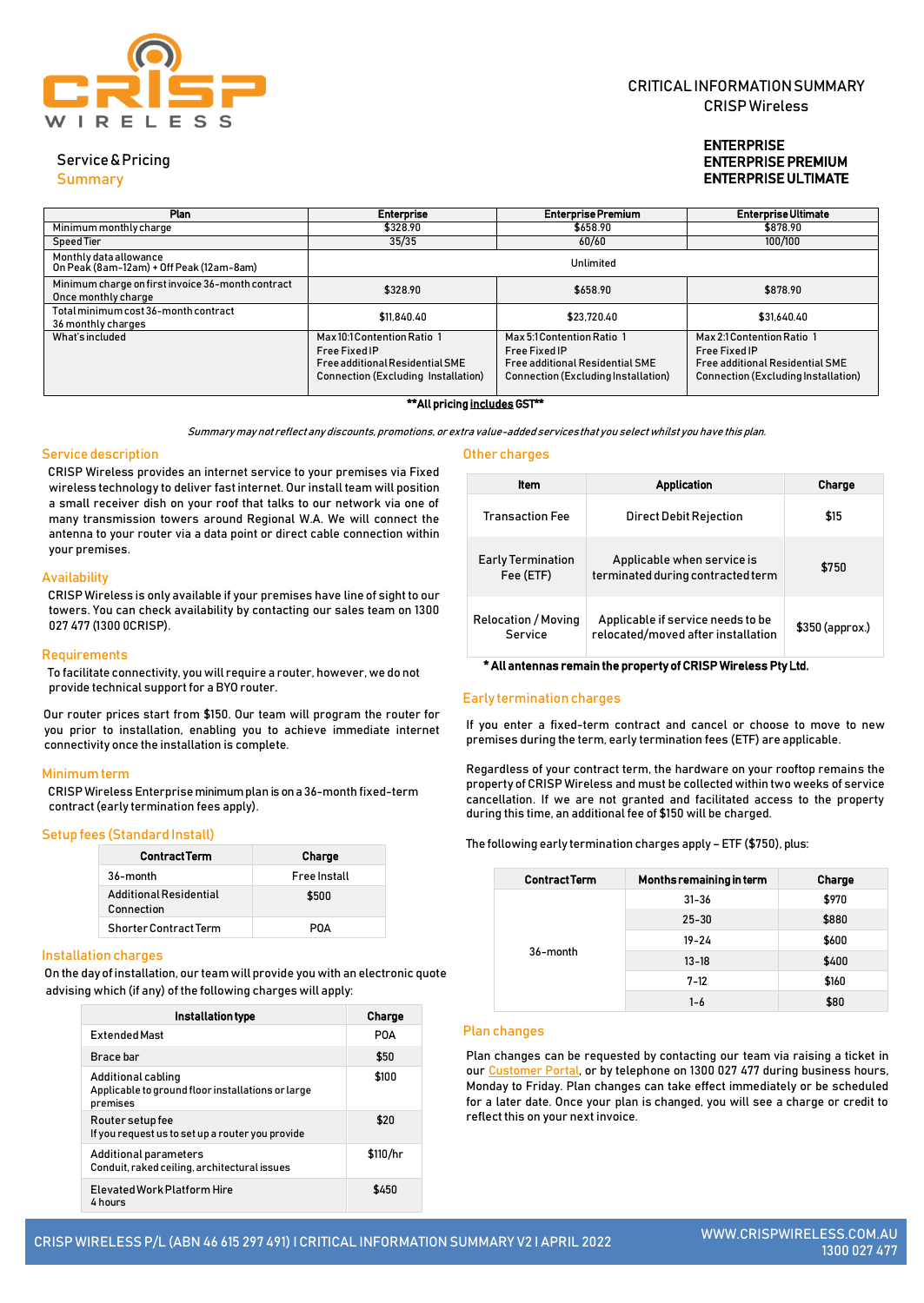CRISP WIRELESS

# CRITICAL INFORMATION SUMMARY
CRISP Wireless

**ENTERPRISE**
**ENTERPRISE PREMIUM**
**ENTERPRISE ULTIMATE**

## Service & Pricing Summary

| Plan | Enterprise | Enterprise Premium | Enterprise Ultimate |
|---|---|---|---|
| Minimum monthly charge | $328.90 | $658.90 | $878.90 |
| Speed Tier | 35/35 | 60/60 | 100/100 |
| Monthly data allowance On Peak (8am-12am) + Off Peak (12am-8am) | Unlimited | | |
| Minimum charge on first invoice 36-month contract Once monthly charge | $328.90 | $658.90 | $878.90 |
| Total minimum cost 36-month contract 36 monthly charges | $11,840.40 | $23,720.40 | $31,640.40 |
| What's included | Max 10:1 Contention Ratio 1 Free Fixed IP Free additional Residential SME Connection (Excluding Installation) | Max 5:1 Contention Ratio 1 Free Fixed IP Free additional Residential SME Connection (Excluding Installation) | Max 2:1 Contention Ratio 1 Free Fixed IP Free additional Residential SME Connection (Excluding Installation) |

****All pricing includes GST****

*Summary may not reflect any discounts, promotions, or extra value-added services that you select whilst you have this plan.*

## Service description

CRISP Wireless provides an internet service to your premises via Fixed wireless technology to deliver fast internet. Our install team will position a small receiver dish on your roof that talks to our network via one of many transmission towers around Regional W.A. We will connect the antenna to your router via a data point or direct cable connection within your premises.

## Availability

CRISP Wireless is only available if your premises have line of sight to our towers. You can check availability by contacting our sales team on 1300 027 477 (1300 0CRISP).

## Requirements

To facilitate connectivity, you will require a router, however, we do not provide technical support for a BYO router.

Our router prices start from $150. Our team will program the router for you prior to installation, enabling you to achieve immediate internet connectivity once the installation is complete.

## Minimum term

CRISP Wireless Enterprise minimum plan is on a 36-month fixed-term contract (early termination fees apply).

## Setup fees (Standard Install)

| Contract Term | Charge |
|---|---|
| 36-month | Free Install |
| Additional Residential Connection | $500 |
| Shorter Contract Term | POA |

## Installation charges

On the day of installation, our team will provide you with an electronic quote advising which (if any) of the following charges will apply:

| Installation type | Charge |
|---|---|
| Extended Mast | POA |
| Brace bar | $50 |
| Additional cabling<br>Applicable to ground floor installations or large premises | $100 |
| Router setup fee<br>If you request us to set up a router you provide | $20 |
| Additional parameters<br>Conduit, raked ceiling, architectural issues | $110/hr |
| Elevated Work Platform Hire<br>4 hours | $450 |

## Other charges

| Item | Application | Charge |
|---|---|---|
| Transaction Fee | Direct Debit Rejection | $15 |
| Early Termination Fee (ETF) | Applicable when service is terminated during contracted term | $750 |
| Relocation / Moving Service | Applicable if service needs to be relocated/moved after installation | $350 (approx.) |

*** All antennas remain the property of CRISP Wireless Pty Ltd.**

## Early termination charges

If you enter a fixed-term contract and cancel or choose to move to new premises during the term, early termination fees (ETF) are applicable.

Regardless of your contract term, the hardware on your rooftop remains the property of CRISP Wireless and must be collected within two weeks of service cancellation. If we are not granted and facilitated access to the property during this time, an additional fee of $150 will be charged.

The following early termination charges apply – ETF ($750), plus:

| Contract Term | Months remaining in term | Charge |
|---|---|---|
| 36-month | 31-36 | $970 |
| | 25-30 | $880 |
| | 19-24 | $600 |
| | 13-18 | $400 |
| | 7-12 | $160 |
| | 1-6 | $80 |

## Plan changes

Plan changes can be requested by contacting our team via raising a ticket in our Customer Portal, or by telephone on 1300 027 477 during business hours, Monday to Friday. Plan changes can take effect immediately or be scheduled for a later date. Once your plan is changed, you will see a charge or credit to reflect this on your next invoice.

CRISP WIRELESS P/L (ABN 46 615 297 491) I CRITICAL INFORMATION SUMMARY V2 I APRIL 2022 — WWW.CRISPWIRELESS.COM.AU 1300 027 477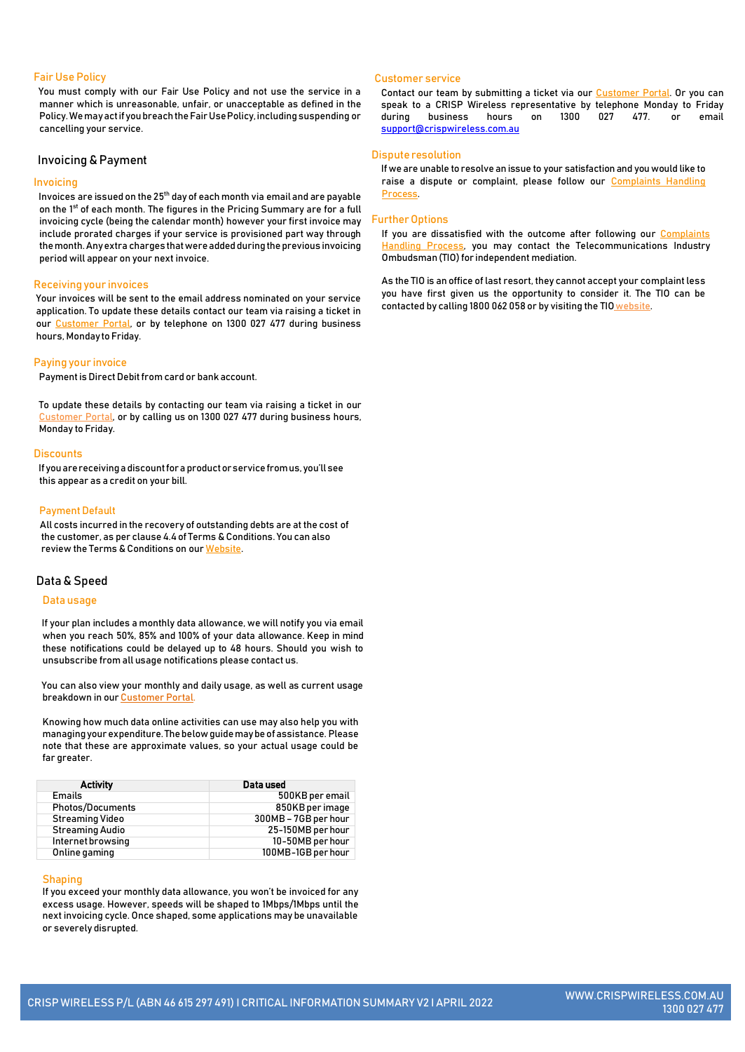### Fair Use Policy

You must comply with our Fair Use Policy and not use the service in a manner which is unreasonable, unfair, or unacceptable as defined in the Policy. We may act if you breach the Fair Use Policy, including suspending or cancelling your service.

## Invoicing & Payment

### Invoicing

Invoices are issued on the 25th day of each month via email and are payable on the 1st of each month. The figures in the Pricing Summary are for a full invoicing cycle (being the calendar month) however your first invoice may include prorated charges if your service is provisioned part way through the month. Any extra charges that were added during the previous invoicing period will appear on your next invoice.

### Receiving your invoices

Your invoices will be sent to the email address nominated on your service application. To update these details contact our team via raising a ticket in our Customer Portal, or by telephone on 1300 027 477 during business hours, Monday to Friday.

### Paying your invoice

Payment is Direct Debit from card or bank account.

To update these details by contacting our team via raising a ticket in our Customer Portal, or by calling us on 1300 027 477 during business hours, Monday to Friday.

### Discounts

If you are receiving a discount for a product or service from us, you'll see this appear as a credit on your bill.

### Payment Default

All costs incurred in the recovery of outstanding debts are at the cost of the customer, as per clause 4.4 of Terms & Conditions. You can also review the Terms & Conditions on our Website.

## Data & Speed

### Data usage

If your plan includes a monthly data allowance, we will notify you via email when you reach 50%, 85% and 100% of your data allowance. Keep in mind these notifications could be delayed up to 48 hours. Should you wish to unsubscribe from all usage notifications please contact us.

You can also view your monthly and daily usage, as well as current usage breakdown in our Customer Portal.

Knowing how much data online activities can use may also help you with managing your expenditure. The below guide may be of assistance. Please note that these are approximate values, so your actual usage could be far greater.

| Activity | Data used |
|---|---|
| Emails | 500KB per email |
| Photos/Documents | 850KB per image |
| Streaming Video | 300MB – 7GB per hour |
| Streaming Audio | 25-150MB per hour |
| Internet browsing | 10-50MB per hour |
| Online gaming | 100MB-1GB per hour |

### Shaping

If you exceed your monthly data allowance, you won't be invoiced for any excess usage. However, speeds will be shaped to 1Mbps/1Mbps until the next invoicing cycle. Once shaped, some applications may be unavailable or severely disrupted.

### Customer service

Contact our team by submitting a ticket via our Customer Portal. Or you can speak to a CRISP Wireless representative by telephone Monday to Friday during business hours on 1300 027 477. or email support@crispwireless.com.au

### Dispute resolution

If we are unable to resolve an issue to your satisfaction and you would like to raise a dispute or complaint, please follow our Complaints Handling Process.

### Further Options

If you are dissatisfied with the outcome after following our Complaints Handling Process, you may contact the Telecommunications Industry Ombudsman (TIO) for independent mediation.

As the TIO is an office of last resort, they cannot accept your complaint less you have first given us the opportunity to consider it. The TIO can be contacted by calling 1800 062 058 or by visiting the TIO website.